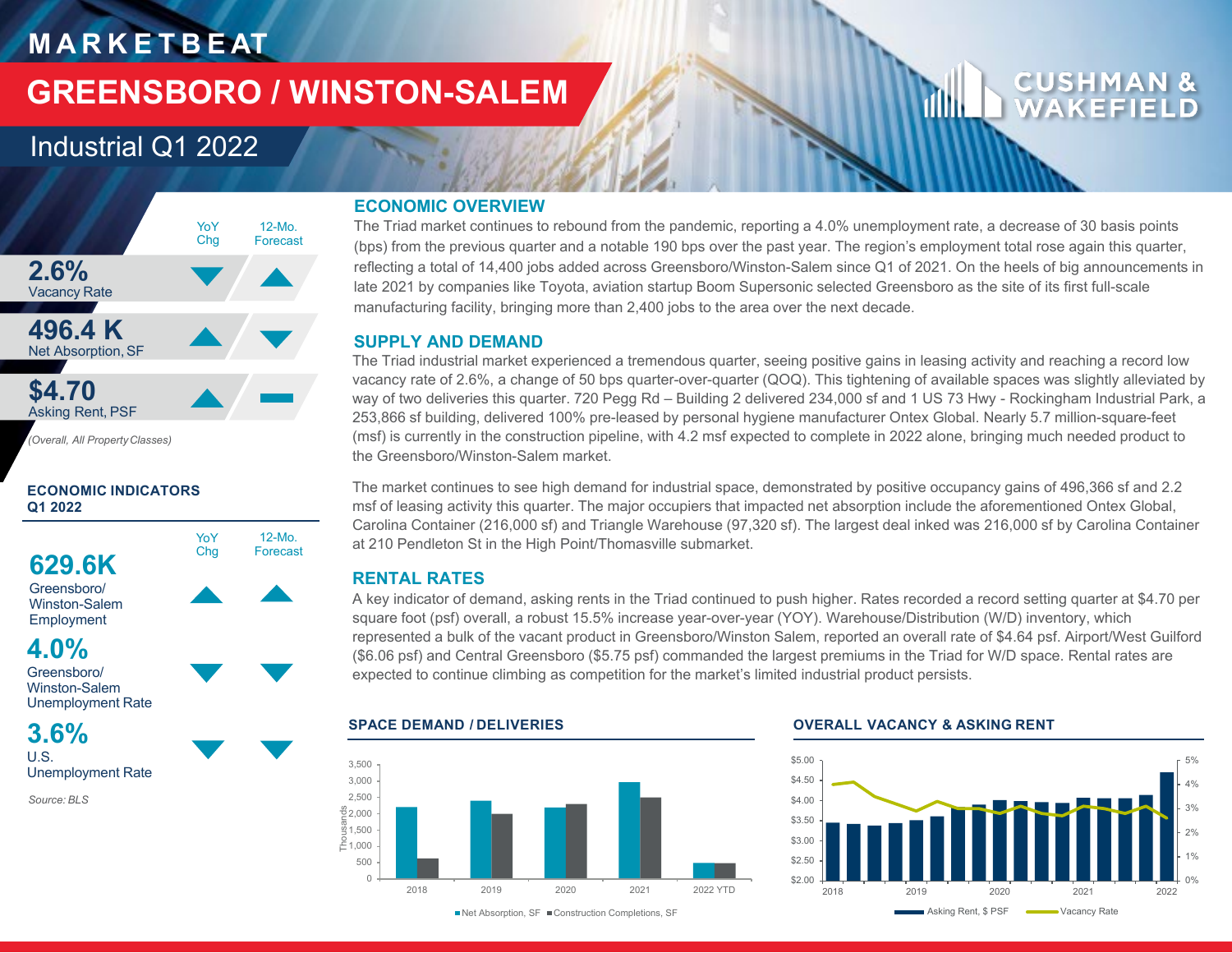# MARKETBEAT

# GREENSBORO / WINSTON-SALEM

## Industrial Q1 2022

| | YoY Chg | 12-Mo. Forecast |
|---|---|---|
| **2.6%** Vacancy Rate | ▼ | ▲ |
| **496.4 K** Net Absorption, SF | ▲ | ▼ |
| **$4.70** Asking Rent, PSF | ▲ | ▬ |

*(Overall, All Property Classes)*

### ECONOMIC INDICATORS Q1 2022

| | YoY Chg | 12-Mo. Forecast |
|---|---|---|
| **629.6K** Greensboro/ Winston-Salem Employment | ▲ | ▲ |
| **4.0%** Greensboro/ Winston-Salem Unemployment Rate | ▼ | ▼ |
| **3.6%** U.S. Unemployment Rate | ▼ | ▼ |

*Source: BLS*

## ECONOMIC OVERVIEW

The Triad market continues to rebound from the pandemic, reporting a 4.0% unemployment rate, a decrease of 30 basis points (bps) from the previous quarter and a notable 190 bps over the past year. The region's employment total rose again this quarter, reflecting a total of 14,400 jobs added across Greensboro/Winston-Salem since Q1 of 2021. On the heels of big announcements in late 2021 by companies like Toyota, aviation startup Boom Supersonic selected Greensboro as the site of its first full-scale manufacturing facility, bringing more than 2,400 jobs to the area over the next decade.

## SUPPLY AND DEMAND

The Triad industrial market experienced a tremendous quarter, seeing positive gains in leasing activity and reaching a record low vacancy rate of 2.6%, a change of 50 bps quarter-over-quarter (QOQ). This tightening of available spaces was slightly alleviated by way of two deliveries this quarter. 720 Pegg Rd – Building 2 delivered 234,000 sf and 1 US 73 Hwy - Rockingham Industrial Park, a 253,866 sf building, delivered 100% pre-leased by personal hygiene manufacturer Ontex Global. Nearly 5.7 million-square-feet (msf) is currently in the construction pipeline, with 4.2 msf expected to complete in 2022 alone, bringing much needed product to the Greensboro/Winston-Salem market.

The market continues to see high demand for industrial space, demonstrated by positive occupancy gains of 496,366 sf and 2.2 msf of leasing activity this quarter. The major occupiers that impacted net absorption include the aforementioned Ontex Global, Carolina Container (216,000 sf) and Triangle Warehouse (97,320 sf). The largest deal inked was 216,000 sf by Carolina Container at 210 Pendleton St in the High Point/Thomasville submarket.

## RENTAL RATES

A key indicator of demand, asking rents in the Triad continued to push higher. Rates recorded a record setting quarter at $4.70 per square foot (psf) overall, a robust 15.5% increase year-over-year (YOY). Warehouse/Distribution (W/D) inventory, which represented a bulk of the vacant product in Greensboro/Winston Salem, reported an overall rate of $4.64 psf. Airport/West Guilford ($6.06 psf) and Central Greensboro ($5.75 psf) commanded the largest premiums in the Triad for W/D space. Rental rates are expected to continue climbing as competition for the market's limited industrial product persists.

### SPACE DEMAND / DELIVERIES

Net Absorption, SF; Construction Completions, SF (Thousands) — 2018, 2019, 2020, 2021, 2022 YTD

### OVERALL VACANCY & ASKING RENT

Asking Rent, $ PSF; Vacancy Rate — 2018–2022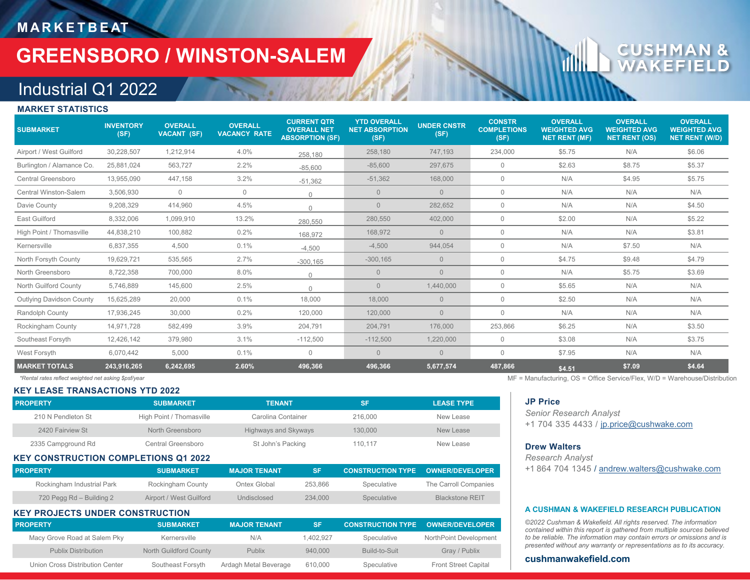# MARKETBEAT

# GREENSBORO / WINSTON-SALEM

## Industrial Q1 2022

### MARKET STATISTICS

| SUBMARKET | INVENTORY (SF) | OVERALL VACANT (SF) | OVERALL VACANCY RATE | CURRENT QTR OVERALL NET ABSORPTION (SF) | YTD OVERALL NET ABSORPTION (SF) | UNDER CNSTR (SF) | CONSTR COMPLETIONS (SF) | OVERALL WEIGHTED AVG NET RENT (MF) | OVERALL WEIGHTED AVG NET RENT (OS) | OVERALL WEIGHTED AVG NET RENT (W/D) |
|---|---|---|---|---|---|---|---|---|---|---|
| Airport / West Guilford | 30,228,507 | 1,212,914 | 4.0% | 258,180 | 258,180 | 747,193 | 234,000 | $5.75 | N/A | $6.06 |
| Burlington / Alamance Co. | 25,881,024 | 563,727 | 2.2% | -85,600 | -85,600 | 297,675 | 0 | $2.63 | $8.75 | $5.37 |
| Central Greensboro | 13,955,090 | 447,158 | 3.2% | -51,362 | -51,362 | 168,000 | 0 | N/A | $4.95 | $5.75 |
| Central Winston-Salem | 3,506,930 | 0 | 0 | 0 | 0 | 0 | 0 | N/A | N/A | N/A |
| Davie County | 9,208,329 | 414,960 | 4.5% | 0 | 0 | 282,652 | 0 | N/A | N/A | $4.50 |
| East Guilford | 8,332,006 | 1,099,910 | 13.2% | 280,550 | 280,550 | 402,000 | 0 | $2.00 | N/A | $5.22 |
| High Point / Thomasville | 44,838,210 | 100,882 | 0.2% | 168,972 | 168,972 | 0 | 0 | N/A | N/A | $3.81 |
| Kernersville | 6,837,355 | 4,500 | 0.1% | -4,500 | -4,500 | 944,054 | 0 | N/A | $7.50 | N/A |
| North Forsyth County | 19,629,721 | 535,565 | 2.7% | -300,165 | -300,165 | 0 | 0 | $4.75 | $9.48 | $4.79 |
| North Greensboro | 8,722,358 | 700,000 | 8.0% | 0 | 0 | 0 | 0 | N/A | $5.75 | $3.69 |
| North Guilford County | 5,746,889 | 145,600 | 2.5% | 0 | 0 | 1,440,000 | 0 | $5.65 | N/A | N/A |
| Outlying Davidson County | 15,625,289 | 20,000 | 0.1% | 18,000 | 18,000 | 0 | 0 | $2.50 | N/A | N/A |
| Randolph County | 17,936,245 | 30,000 | 0.2% | 120,000 | 120,000 | 0 | 0 | N/A | N/A | N/A |
| Rockingham County | 14,971,728 | 582,499 | 3.9% | 204,791 | 204,791 | 176,000 | 253,866 | $6.25 | N/A | $3.50 |
| Southeast Forsyth | 12,426,142 | 379,980 | 3.1% | -112,500 | -112,500 | 1,220,000 | 0 | $3.08 | N/A | $3.75 |
| West Forsyth | 6,070,442 | 5,000 | 0.1% | 0 | 0 | 0 | 0 | $7.95 | N/A | N/A |
| **MARKET TOTALS** | **243,916,265** | **6,242,695** | **2.60%** | **496,366** | **496,366** | **5,677,574** | **487,866** | **$4.51** | **$7.09** | **$4.64** |

*\*Rental rates reflect weighted net asking $psf/year*

MF = Manufacturing, OS = Office Service/Flex, W/D = Warehouse/Distribution

### KEY LEASE TRANSACTIONS YTD 2022

| PROPERTY | SUBMARKET | TENANT | SF | LEASE TYPE |
|---|---|---|---|---|
| 210 N Pendleton St | High Point / Thomasville | Carolina Container | 216,000 | New Lease |
| 2420 Fairview St | North Greensboro | Highways and Skyways | 130,000 | New Lease |
| 2335 Campground Rd | Central Greensboro | St John's Packing | 110,117 | New Lease |

### KEY CONSTRUCTION COMPLETIONS Q1 2022

| PROPERTY | SUBMARKET | MAJOR TENANT | SF | CONSTRUCTION TYPE | OWNER/DEVELOPER |
|---|---|---|---|---|---|
| Rockingham Industrial Park | Rockingham County | Ontex Global | 253,866 | Speculative | The Carroll Companies |
| 720 Pegg Rd – Building 2 | Airport / West Guilford | Undisclosed | 234,000 | Speculative | Blackstone REIT |

### KEY PROJECTS UNDER CONSTRUCTION

| PROPERTY | SUBMARKET | MAJOR TENANT | SF | CONSTRUCTION TYPE | OWNER/DEVELOPER |
|---|---|---|---|---|---|
| Macy Grove Road at Salem Pky | Kernersville | N/A | 1,402,927 | Speculative | NorthPoint Development |
| Publix Distribution | North Guildford County | Publix | 940,000 | Build-to-Suit | Gray / Publix |
| Union Cross Distribution Center | Southeast Forsyth | Ardagh Metal Beverage | 610,000 | Speculative | Front Street Capital |

**JP Price**
*Senior Research Analyst*
+1 704 335 4433 / jp.price@cushwake.com

**Drew Walters**
*Research Analyst*
+1 864 704 1345 / andrew.walters@cushwake.com

**A CUSHMAN & WAKEFIELD RESEARCH PUBLICATION**

*©2022 Cushman & Wakefield. All rights reserved. The information contained within this report is gathered from multiple sources believed to be reliable. The information may contain errors or omissions and is presented without any warranty or representations as to its accuracy.*

**cushmanwakefield.com**